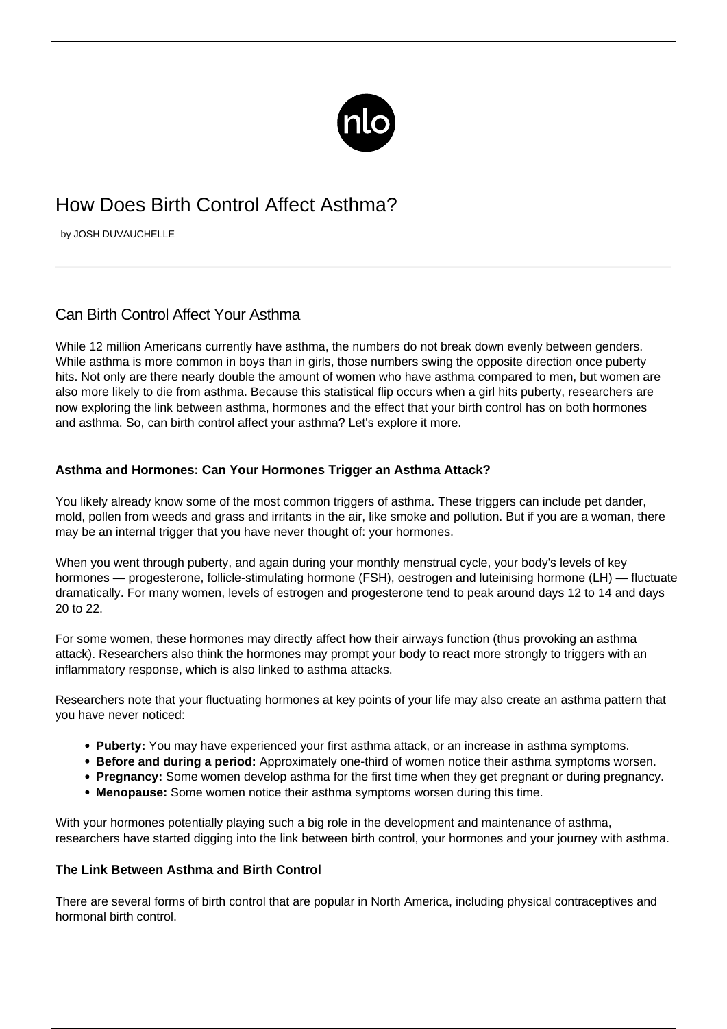# How Does Birth Control Affect Asthma?

by JOSH DUVAUCHELLE

## Can Birth Control Affect Your Asthma

While 12 million Americans currently have asthma, the numbers do not break down evenly between genders. While asthma is more common in boys than in girls, those numbers swing the opposite direction once puberty hits. Not only are there nearly double the amount of women who have asthma compared to men, but women are also more likely to die from asthma. Because this statistical flip occurs when a girl hits puberty, researchers are now exploring the link between asthma, hormones and the effect that your birth control has on both hormones and asthma. So, can birth control affect your asthma? Let's explore it more.

### Asthma and Hormones: Can Your Hormones Trigger an Asthma Attack?

You likely already know some of the most common triggers of asthma. These triggers can include pet dander, mold, pollen from weeds and grass and irritants in the air, like smoke and pollution. But if you are a woman, there may be an internal trigger that you have never thought of: your hormones.

When you went through puberty, and again during your monthly menstrual cycle, your body's levels of key hormones — progesterone, follicle-stimulating hormone (FSH), oestrogen and luteinising hormone (LH) — fluctuate dramatically. For many women, levels of estrogen and progesterone tend to peak around days 12 to 14 and days 20 to 22.

For some women, these hormones may directly affect how their airways function (thus provoking an asthma attack). Researchers also think the hormones may prompt your body to react more strongly to triggers with an inflammatory response, which is also linked to asthma attacks.

Researchers note that your fluctuating hormones at key points of your life may also create an asthma pattern that you have never noticed:

- **Puberty:** You may have experienced your first asthma attack, or an increase in asthma symptoms.
- **Before and during a period:** Approximately one-third of women notice their asthma symptoms worsen.
- **Pregnancy:** Some women develop asthma for the first time when they get pregnant or during pregnancy.
- **Menopause:** Some women notice their asthma symptoms worsen during this time.

With your hormones potentially playing such a big role in the development and maintenance of asthma, researchers have started digging into the link between birth control, your hormones and your journey with asthma.

### The Link Between Asthma and Birth Control

There are several forms of birth control that are popular in North America, including physical contraceptives and hormonal birth control.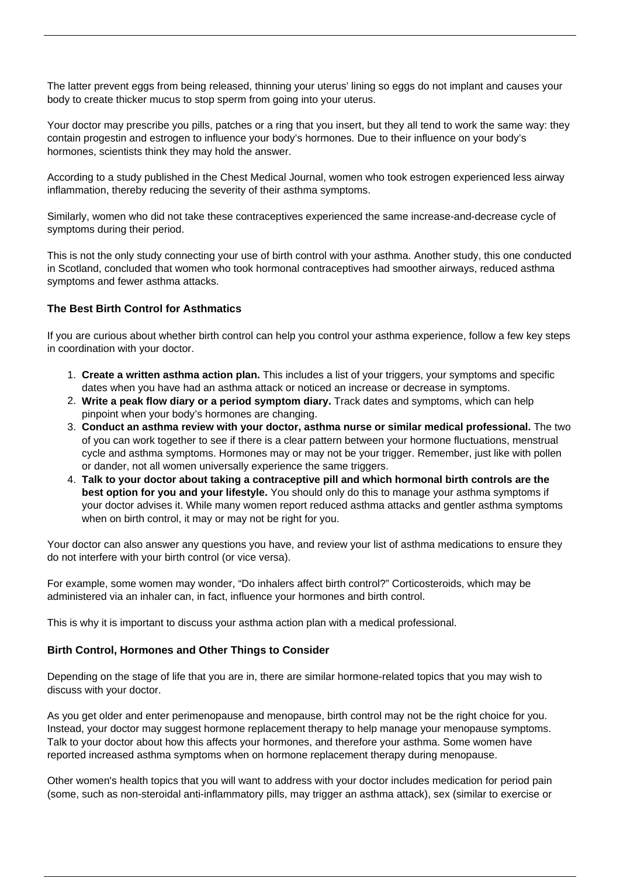The latter prevent eggs from being released, thinning your uterus' lining so eggs do not implant and causes your body to create thicker mucus to stop sperm from going into your uterus.

Your doctor may prescribe you pills, patches or a ring that you insert, but they all tend to work the same way: they contain progestin and estrogen to influence your body's hormones. Due to their influence on your body's hormones, scientists think they may hold the answer.

According to a study published in the Chest Medical Journal, women who took estrogen experienced less airway inflammation, thereby reducing the severity of their asthma symptoms.

Similarly, women who did not take these contraceptives experienced the same increase-and-decrease cycle of symptoms during their period.

This is not the only study connecting your use of birth control with your asthma. Another study, this one conducted in Scotland, concluded that women who took hormonal contraceptives had smoother airways, reduced asthma symptoms and fewer asthma attacks.

### The Best Birth Control for Asthmatics

If you are curious about whether birth control can help you control your asthma experience, follow a few key steps in coordination with your doctor.

1. **Create a written asthma action plan.** This includes a list of your triggers, your symptoms and specific dates when you have had an asthma attack or noticed an increase or decrease in symptoms.
2. **Write a peak flow diary or a period symptom diary.** Track dates and symptoms, which can help pinpoint when your body's hormones are changing.
3. **Conduct an asthma review with your doctor, asthma nurse or similar medical professional.** The two of you can work together to see if there is a clear pattern between your hormone fluctuations, menstrual cycle and asthma symptoms. Hormones may or may not be your trigger. Remember, just like with pollen or dander, not all women universally experience the same triggers.
4. **Talk to your doctor about taking a contraceptive pill and which hormonal birth controls are the best option for you and your lifestyle.** You should only do this to manage your asthma symptoms if your doctor advises it. While many women report reduced asthma attacks and gentler asthma symptoms when on birth control, it may or may not be right for you.

Your doctor can also answer any questions you have, and review your list of asthma medications to ensure they do not interfere with your birth control (or vice versa).

For example, some women may wonder, "Do inhalers affect birth control?" Corticosteroids, which may be administered via an inhaler can, in fact, influence your hormones and birth control.

This is why it is important to discuss your asthma action plan with a medical professional.

### Birth Control, Hormones and Other Things to Consider

Depending on the stage of life that you are in, there are similar hormone-related topics that you may wish to discuss with your doctor.

As you get older and enter perimenopause and menopause, birth control may not be the right choice for you. Instead, your doctor may suggest hormone replacement therapy to help manage your menopause symptoms. Talk to your doctor about how this affects your hormones, and therefore your asthma. Some women have reported increased asthma symptoms when on hormone replacement therapy during menopause.

Other women's health topics that you will want to address with your doctor includes medication for period pain (some, such as non-steroidal anti-inflammatory pills, may trigger an asthma attack), sex (similar to exercise or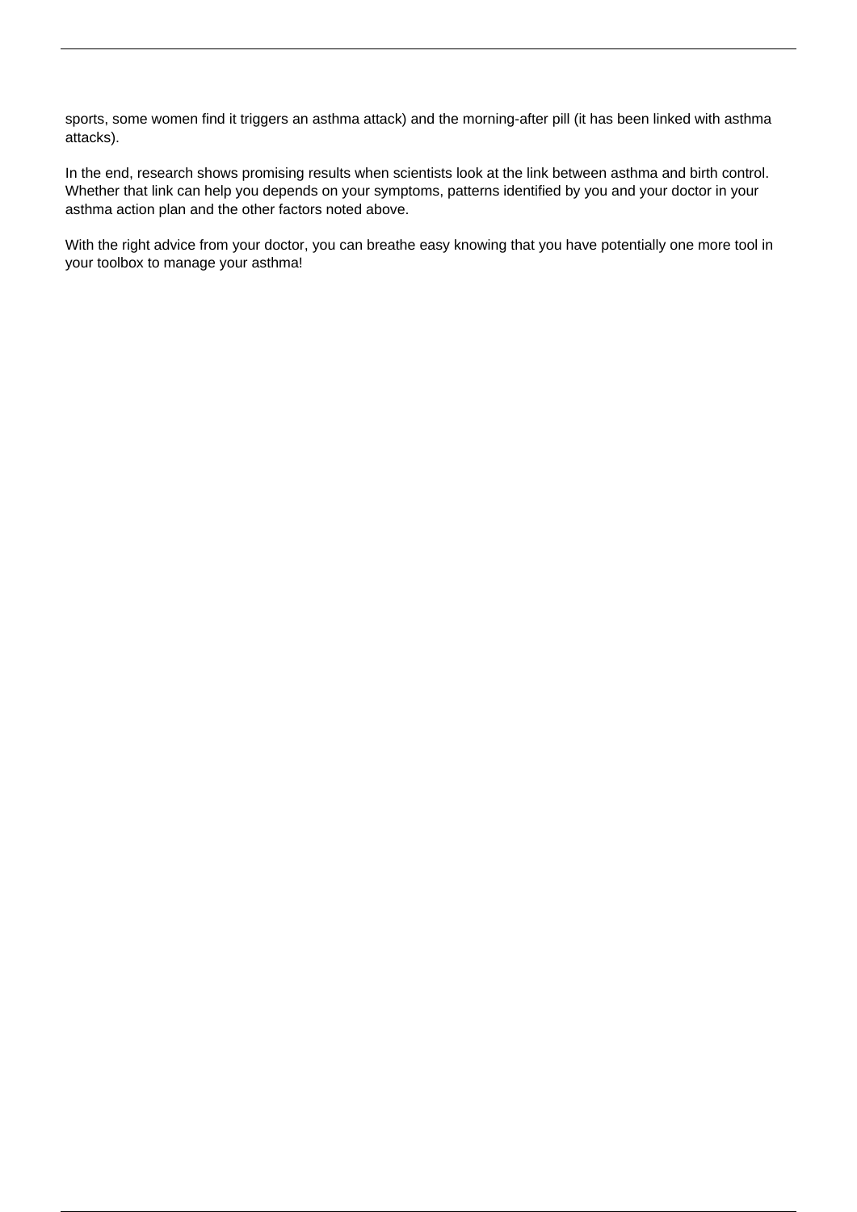sports, some women find it triggers an asthma attack) and the morning-after pill (it has been linked with asthma attacks).

In the end, research shows promising results when scientists look at the link between asthma and birth control. Whether that link can help you depends on your symptoms, patterns identified by you and your doctor in your asthma action plan and the other factors noted above.

With the right advice from your doctor, you can breathe easy knowing that you have potentially one more tool in your toolbox to manage your asthma!